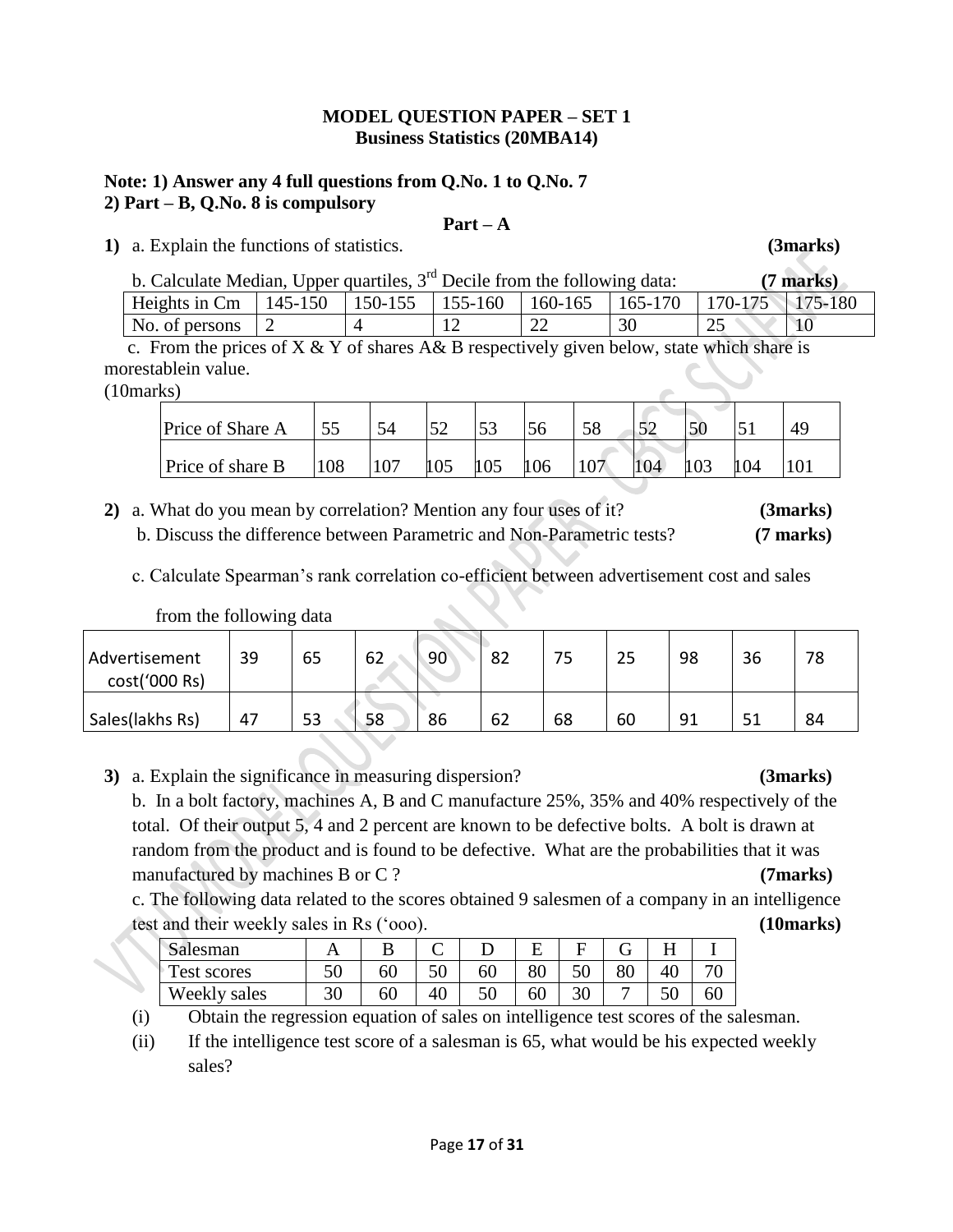**MODEL QUESTION PAPER – SET 1**
**Business Statistics (20MBA14)**

**Note: 1) Answer any 4 full questions from Q.No. 1 to Q.No. 7**
**2) Part – B, Q.No. 8 is compulsory**

**Part – A**

**1)** a. Explain the functions of statistics. **(3marks)**

b. Calculate Median, Upper quartiles, 3rd Decile from the following data: **(7 marks)**

| Heights in Cm | 145-150 | 150-155 | 155-160 | 160-165 | 165-170 | 170-175 | 175-180 |
|---|---|---|---|---|---|---|---|
| No. of persons | 2 | 4 | 12 | 22 | 30 | 25 | 10 |

c. From the prices of X & Y of shares A& B respectively given below, state which share is morestablein value.
(10marks)

| Price of Share A | 55 | 54 | 52 | 53 | 56 | 58 | 52 | 50 | 51 | 49 |
|---|---|---|---|---|---|---|---|---|---|---|
| Price of share B | 108 | 107 | 105 | 105 | 106 | 107 | 104 | 103 | 104 | 101 |

**2)** a. What do you mean by correlation? Mention any four uses of it? **(3marks)**

b. Discuss the difference between Parametric and Non-Parametric tests? **(7 marks)**

c. Calculate Spearman's rank correlation co-efficient between advertisement cost and sales from the following data

| Advertisement cost('000 Rs) | 39 | 65 | 62 | 90 | 82 | 75 | 25 | 98 | 36 | 78 |
|---|---|---|---|---|---|---|---|---|---|---|
| Sales(lakhs Rs) | 47 | 53 | 58 | 86 | 62 | 68 | 60 | 91 | 51 | 84 |

**3)** a. Explain the significance in measuring dispersion? **(3marks)**

b. In a bolt factory, machines A, B and C manufacture 25%, 35% and 40% respectively of the total. Of their output 5, 4 and 2 percent are known to be defective bolts. A bolt is drawn at random from the product and is found to be defective. What are the probabilities that it was manufactured by machines B or C ? **(7marks)**

c. The following data related to the scores obtained 9 salesmen of a company in an intelligence test and their weekly sales in Rs ('ooo). **(10marks)**

| Salesman | A | B | C | D | E | F | G | H | I |
|---|---|---|---|---|---|---|---|---|---|
| Test scores | 50 | 60 | 50 | 60 | 80 | 50 | 80 | 40 | 70 |
| Weekly sales | 30 | 60 | 40 | 50 | 60 | 30 | 7 | 50 | 60 |

(i) Obtain the regression equation of sales on intelligence test scores of the salesman.

(ii) If the intelligence test score of a salesman is 65, what would be his expected weekly sales?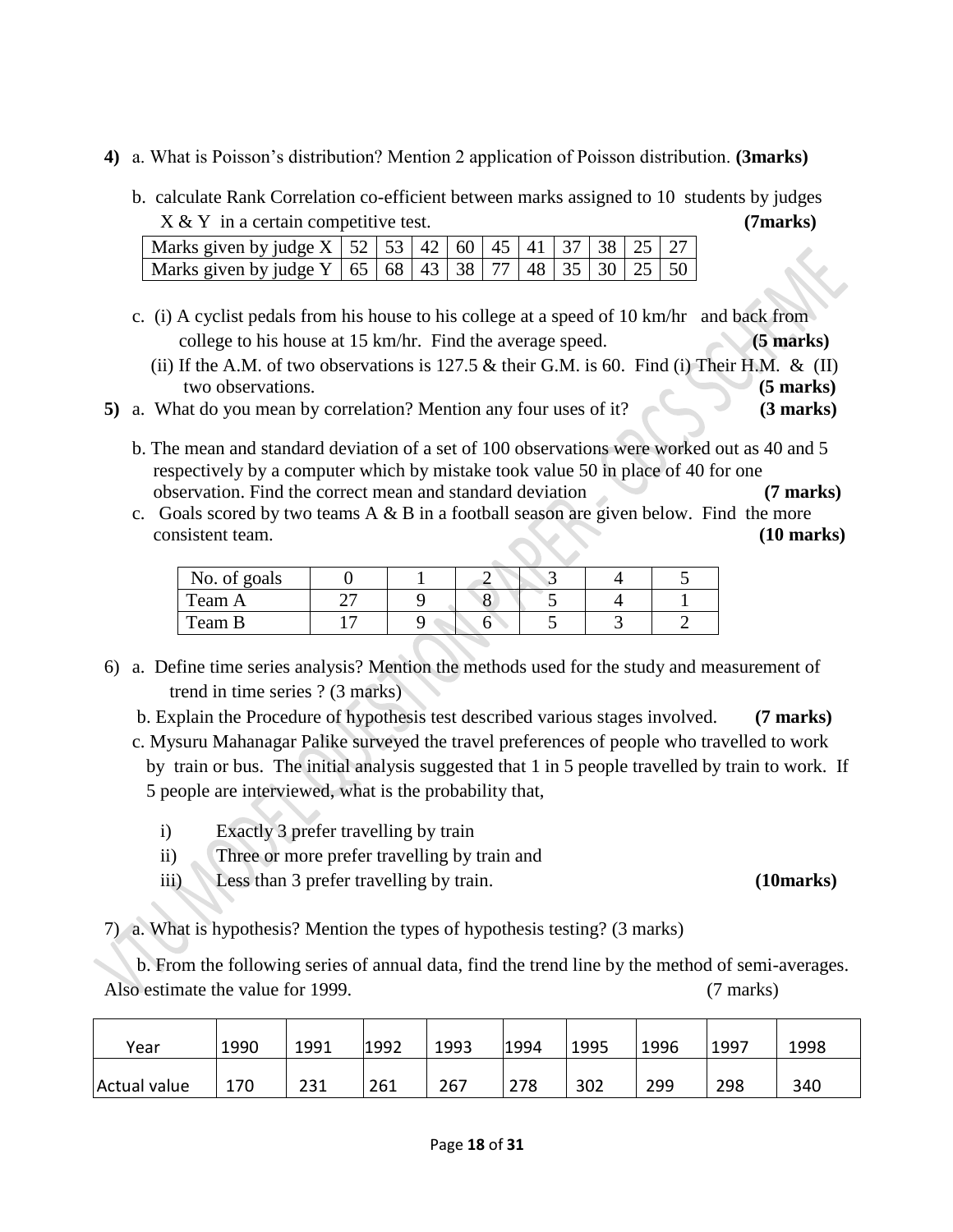**4)** a. What is Poisson's distribution? Mention 2 application of Poisson distribution. **(3marks)**

b. calculate Rank Correlation co-efficient between marks assigned to 10 students by judges X & Y in a certain competitive test. **(7marks)**

| Marks given by judge X | 52 | 53 | 42 | 60 | 45 | 41 | 37 | 38 | 25 | 27 |
|---|---|---|---|---|---|---|---|---|---|---|
| Marks given by judge Y | 65 | 68 | 43 | 38 | 77 | 48 | 35 | 30 | 25 | 50 |

c. (i) A cyclist pedals from his house to his college at a speed of 10 km/hr and back from college to his house at 15 km/hr. Find the average speed. **(5 marks)**

(ii) If the A.M. of two observations is 127.5 & their G.M. is 60. Find (i) Their H.M. & (II) two observations. **(5 marks)**

**5)** a. What do you mean by correlation? Mention any four uses of it? **(3 marks)**

b. The mean and standard deviation of a set of 100 observations were worked out as 40 and 5 respectively by a computer which by mistake took value 50 in place of 40 for one observation. Find the correct mean and standard deviation **(7 marks)**

c. Goals scored by two teams A & B in a football season are given below. Find the more consistent team. **(10 marks)**

| No. of goals | 0 | 1 | 2 | 3 | 4 | 5 |
|---|---|---|---|---|---|---|
| Team A | 27 | 9 | 8 | 5 | 4 | 1 |
| Team B | 17 | 9 | 6 | 5 | 3 | 2 |

6) a. Define time series analysis? Mention the methods used for the study and measurement of trend in time series ? (3 marks)

b. Explain the Procedure of hypothesis test described various stages involved. **(7 marks)**

c. Mysuru Mahanagar Palike surveyed the travel preferences of people who travelled to work by train or bus. The initial analysis suggested that 1 in 5 people travelled by train to work. If 5 people are interviewed, what is the probability that,

i) Exactly 3 prefer travelling by train
ii) Three or more prefer travelling by train and
iii) Less than 3 prefer travelling by train. **(10marks)**

7) a. What is hypothesis? Mention the types of hypothesis testing? (3 marks)

b. From the following series of annual data, find the trend line by the method of semi-averages. Also estimate the value for 1999. (7 marks)

| Year | 1990 | 1991 | 1992 | 1993 | 1994 | 1995 | 1996 | 1997 | 1998 |
|---|---|---|---|---|---|---|---|---|---|
| Actual value | 170 | 231 | 261 | 267 | 278 | 302 | 299 | 298 | 340 |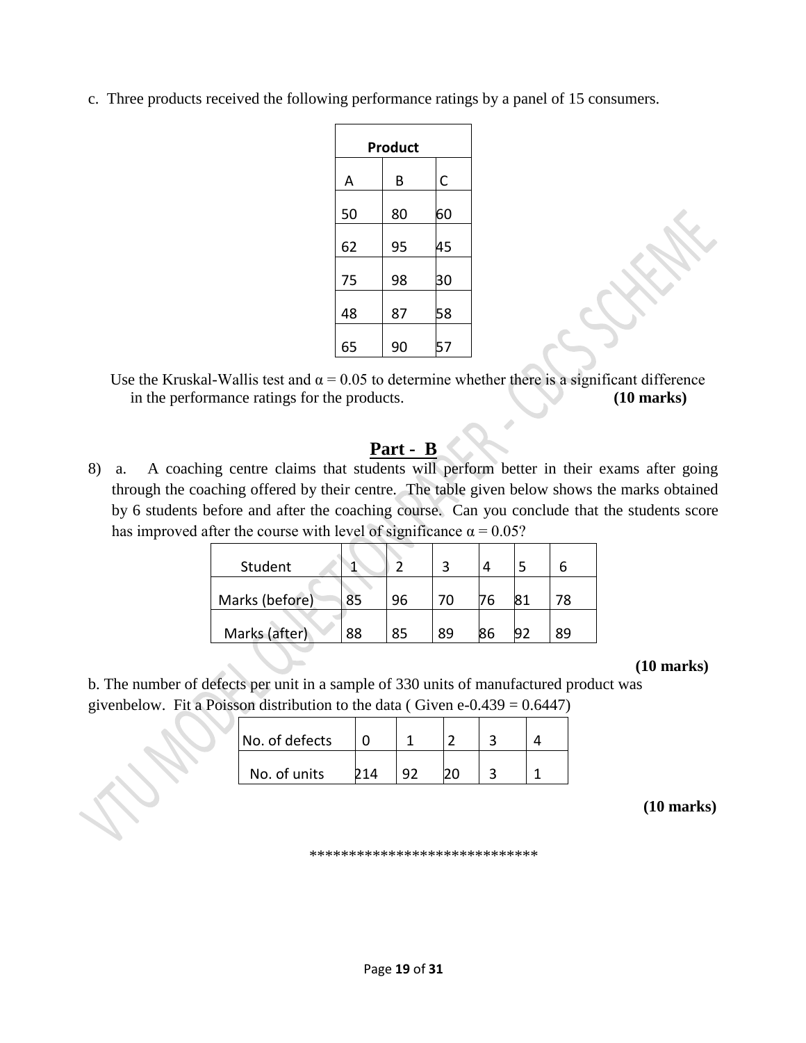c. Three products received the following performance ratings by a panel of 15 consumers.

| Product | | |
|---|---|---|
| A | B | C |
| 50 | 80 | 60 |
| 62 | 95 | 45 |
| 75 | 98 | 30 |
| 48 | 87 | 58 |
| 65 | 90 | 57 |

Use the Kruskal-Wallis test and $\alpha = 0.05$ to determine whether there is a significant difference in the performance ratings for the products. **(10 marks)**

## Part - B

8) a. A coaching centre claims that students will perform better in their exams after going through the coaching offered by their centre. The table given below shows the marks obtained by 6 students before and after the coaching course. Can you conclude that the students score has improved after the course with level of significance $\alpha = 0.05$?

| Student | 1 | 2 | 3 | 4 | 5 | 6 |
|---|---|---|---|---|---|---|
| Marks (before) | 85 | 96 | 70 | 76 | 81 | 78 |
| Marks (after) | 88 | 85 | 89 | 86 | 92 | 89 |

**(10 marks)**

b. The number of defects per unit in a sample of 330 units of manufactured product was givenbelow. Fit a Poisson distribution to the data ( Given $e^{-0.439} = 0.6447$)

| No. of defects | 0 | 1 | 2 | 3 | 4 |
|---|---|---|---|---|---|
| No. of units | 214 | 92 | 20 | 3 | 1 |

**(10 marks)**

*****************************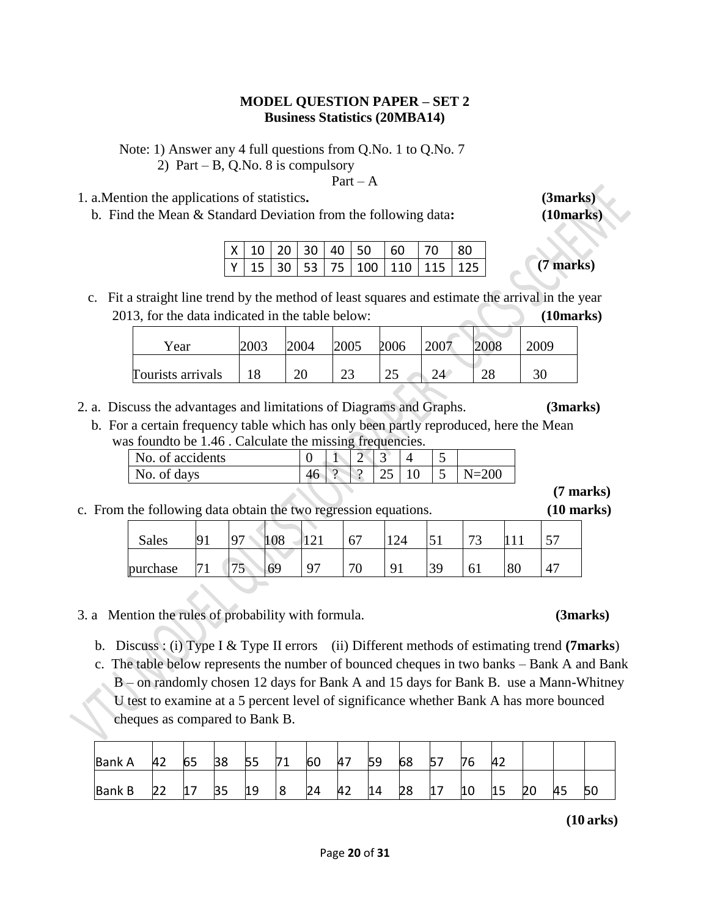**MODEL QUESTION PAPER – SET 2**
**Business Statistics (20MBA14)**

Note: 1) Answer any 4 full questions from Q.No. 1 to Q.No. 7
2) Part – B, Q.No. 8 is compulsory

Part – A

1. a. Mention the applications of statistics. **(3marks)**

   b. Find the Mean & Standard Deviation from the following data: **(10marks)**

| X | 10 | 20 | 30 | 40 | 50 | 60 | 70 | 80 |
|---|---|---|---|---|---|---|---|---|
| Y | 15 | 30 | 53 | 75 | 100 | 110 | 115 | 125 |

**(7 marks)**

   c. Fit a straight line trend by the method of least squares and estimate the arrival in the year 2013, for the data indicated in the table below: **(10marks)**

| Year | 2003 | 2004 | 2005 | 2006 | 2007 | 2008 | 2009 |
|---|---|---|---|---|---|---|---|
| Tourists arrivals | 18 | 20 | 23 | 25 | 24 | 28 | 30 |

2. a. Discuss the advantages and limitations of Diagrams and Graphs. **(3marks)**

   b. For a certain frequency table which has only been partly reproduced, here the Mean was foundto be 1.46 . Calculate the missing frequencies.

| No. of accidents | 0 | 1 | 2 | 3 | 4 | 5 | |
|---|---|---|---|---|---|---|---|
| No. of days | 46 | ? | ? | 25 | 10 | 5 | N=200 |

**(7 marks)**

   c. From the following data obtain the two regression equations. **(10 marks)**

| Sales | 91 | 97 | 108 | 121 | 67 | 124 | 51 | 73 | 111 | 57 |
|---|---|---|---|---|---|---|---|---|---|---|
| purchase | 71 | 75 | 69 | 97 | 70 | 91 | 39 | 61 | 80 | 47 |

3. a Mention the rules of probability with formula. **(3marks)**

   b. Discuss : (i) Type I & Type II errors (ii) Different methods of estimating trend **(7marks)**

   c. The table below represents the number of bounced cheques in two banks – Bank A and Bank B – on randomly chosen 12 days for Bank A and 15 days for Bank B. use a Mann-Whitney U test to examine at a 5 percent level of significance whether Bank A has more bounced cheques as compared to Bank B.

| Bank A | 42 | 65 | 38 | 55 | 71 | 60 | 47 | 59 | 68 | 57 | 76 | 42 | | | |
|---|---|---|---|---|---|---|---|---|---|---|---|---|---|---|---|
| Bank B | 22 | 17 | 35 | 19 | 8 | 24 | 42 | 14 | 28 | 17 | 10 | 15 | 20 | 45 | 50 |

**(10 arks)**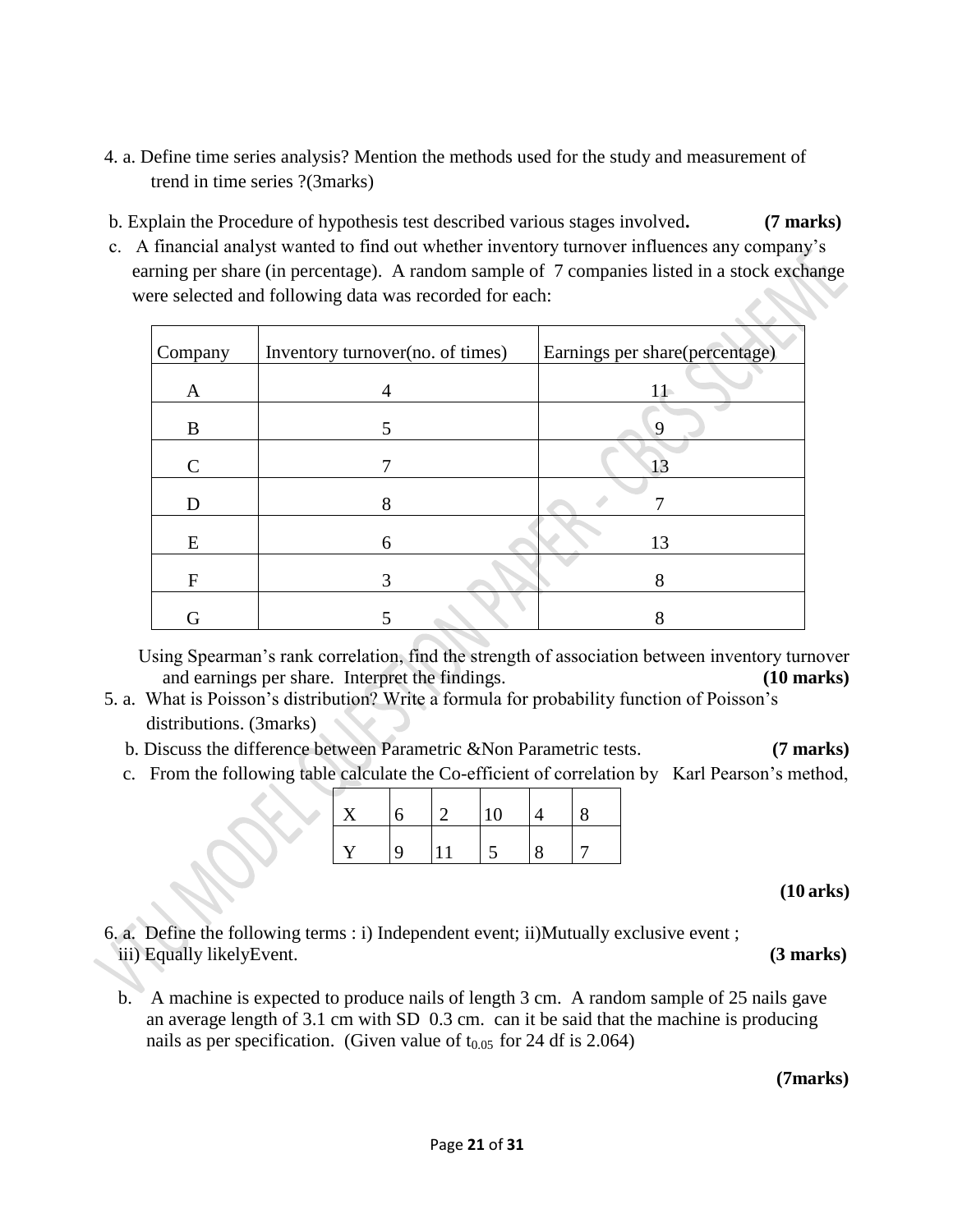4. a. Define time series analysis? Mention the methods used for the study and measurement of trend in time series ?(3marks)

b. Explain the Procedure of hypothesis test described various stages involved. **(7 marks)**

c. A financial analyst wanted to find out whether inventory turnover influences any company's earning per share (in percentage). A random sample of 7 companies listed in a stock exchange were selected and following data was recorded for each:

| Company | Inventory turnover(no. of times) | Earnings per share(percentage) |
|---|---|---|
| A | 4 | 11 |
| B | 5 | 9 |
| C | 7 | 13 |
| D | 8 | 7 |
| E | 6 | 13 |
| F | 3 | 8 |
| G | 5 | 8 |

Using Spearman's rank correlation, find the strength of association between inventory turnover and earnings per share. Interpret the findings. **(10 marks)**

5. a. What is Poisson's distribution? Write a formula for probability function of Poisson's distributions. (3marks)

b. Discuss the difference between Parametric &Non Parametric tests. **(7 marks)**

c. From the following table calculate the Co-efficient of correlation by Karl Pearson's method,

| X | 6 | 2 | 10 | 4 | 8 |
|---|---|---|---|---|---|
| Y | 9 | 11 | 5 | 8 | 7 |

**(10 arks)**

6. a. Define the following terms : i) Independent event; ii)Mutually exclusive event ; iii) Equally likelyEvent. **(3 marks)**

b. A machine is expected to produce nails of length 3 cm. A random sample of 25 nails gave an average length of 3.1 cm with SD 0.3 cm. can it be said that the machine is producing nails as per specification. (Given value of $t_{0.05}$ for 24 df is 2.064)

**(7marks)**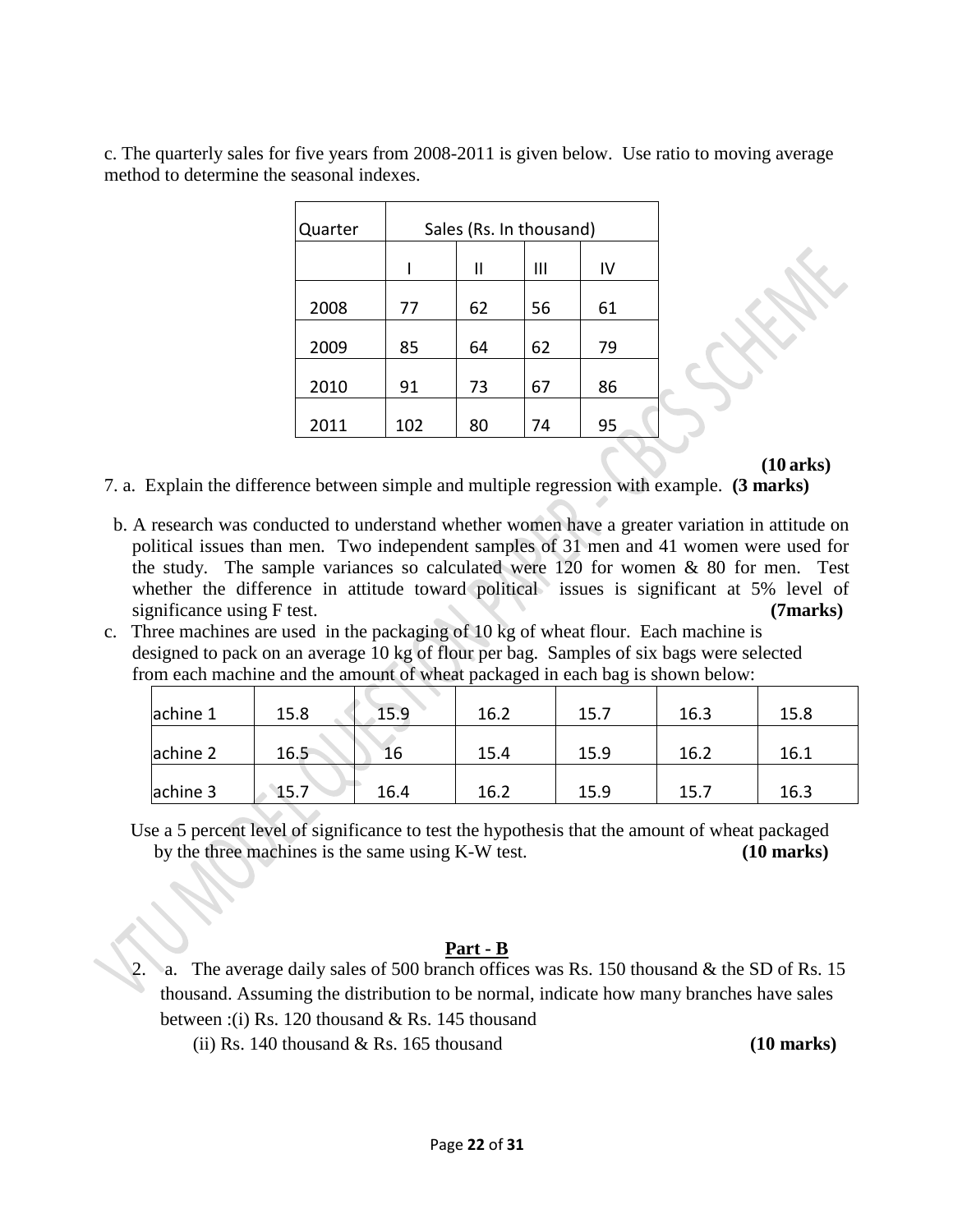c. The quarterly sales for five years from 2008-2011 is given below. Use ratio to moving average method to determine the seasonal indexes.

| Quarter | Sales (Rs. In thousand) | | | |
|---|---|---|---|---|
| | I | II | III | IV |
| 2008 | 77 | 62 | 56 | 61 |
| 2009 | 85 | 64 | 62 | 79 |
| 2010 | 91 | 73 | 67 | 86 |
| 2011 | 102 | 80 | 74 | 95 |

**(10 arks)**

7. a. Explain the difference between simple and multiple regression with example. **(3 marks)**

b. A research was conducted to understand whether women have a greater variation in attitude on political issues than men. Two independent samples of 31 men and 41 women were used for the study. The sample variances so calculated were 120 for women & 80 for men. Test whether the difference in attitude toward political issues is significant at 5% level of significance using F test. **(7marks)**

c. Three machines are used in the packaging of 10 kg of wheat flour. Each machine is designed to pack on an average 10 kg of flour per bag. Samples of six bags were selected from each machine and the amount of wheat packaged in each bag is shown below:

| | | | | | | |
|---|---|---|---|---|---|---|
| achine 1 | 15.8 | 15.9 | 16.2 | 15.7 | 16.3 | 15.8 |
| achine 2 | 16.5 | 16 | 15.4 | 15.9 | 16.2 | 16.1 |
| achine 3 | 15.7 | 16.4 | 16.2 | 15.9 | 15.7 | 16.3 |

Use a 5 percent level of significance to test the hypothesis that the amount of wheat packaged by the three machines is the same using K-W test. **(10 marks)**

## Part - B

2. a. The average daily sales of 500 branch offices was Rs. 150 thousand & the SD of Rs. 15 thousand. Assuming the distribution to be normal, indicate how many branches have sales between :(i) Rs. 120 thousand & Rs. 145 thousand

(ii) Rs. 140 thousand & Rs. 165 thousand **(10 marks)**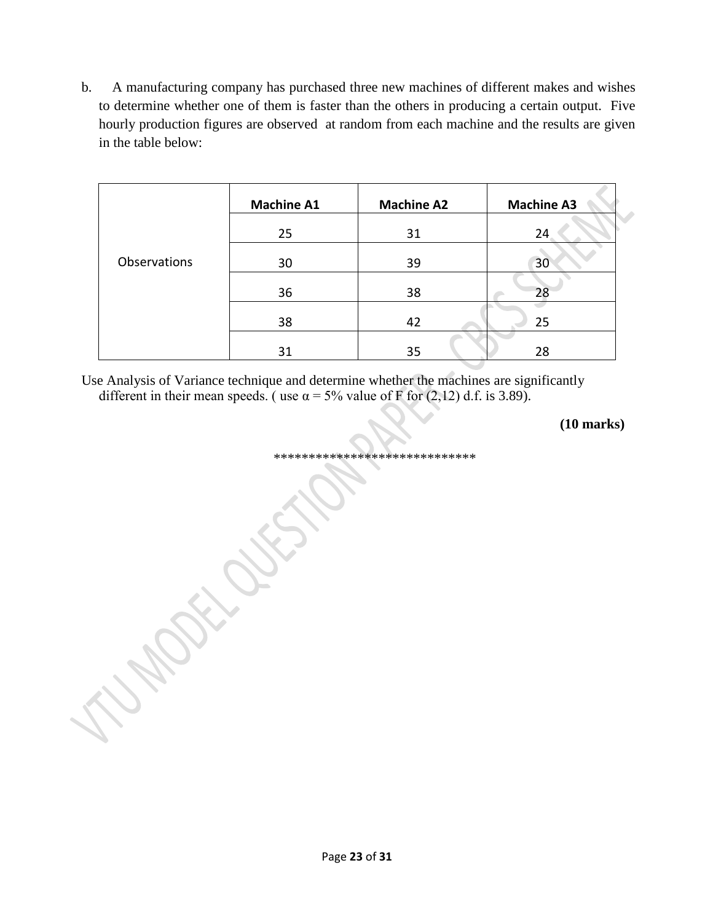b. A manufacturing company has purchased three new machines of different makes and wishes to determine whether one of them is faster than the others in producing a certain output. Five hourly production figures are observed at random from each machine and the results are given in the table below:

| | Machine A1 | Machine A2 | Machine A3 |
|---|---|---|---|
| Observations | 25 | 31 | 24 |
| | 30 | 39 | 30 |
| | 36 | 38 | 28 |
| | 38 | 42 | 25 |
| | 31 | 35 | 28 |

Use Analysis of Variance technique and determine whether the machines are significantly different in their mean speeds. ( use $\alpha = 5\%$ value of F for (2,12) d.f. is 3.89).

**(10 marks)**

*****************************